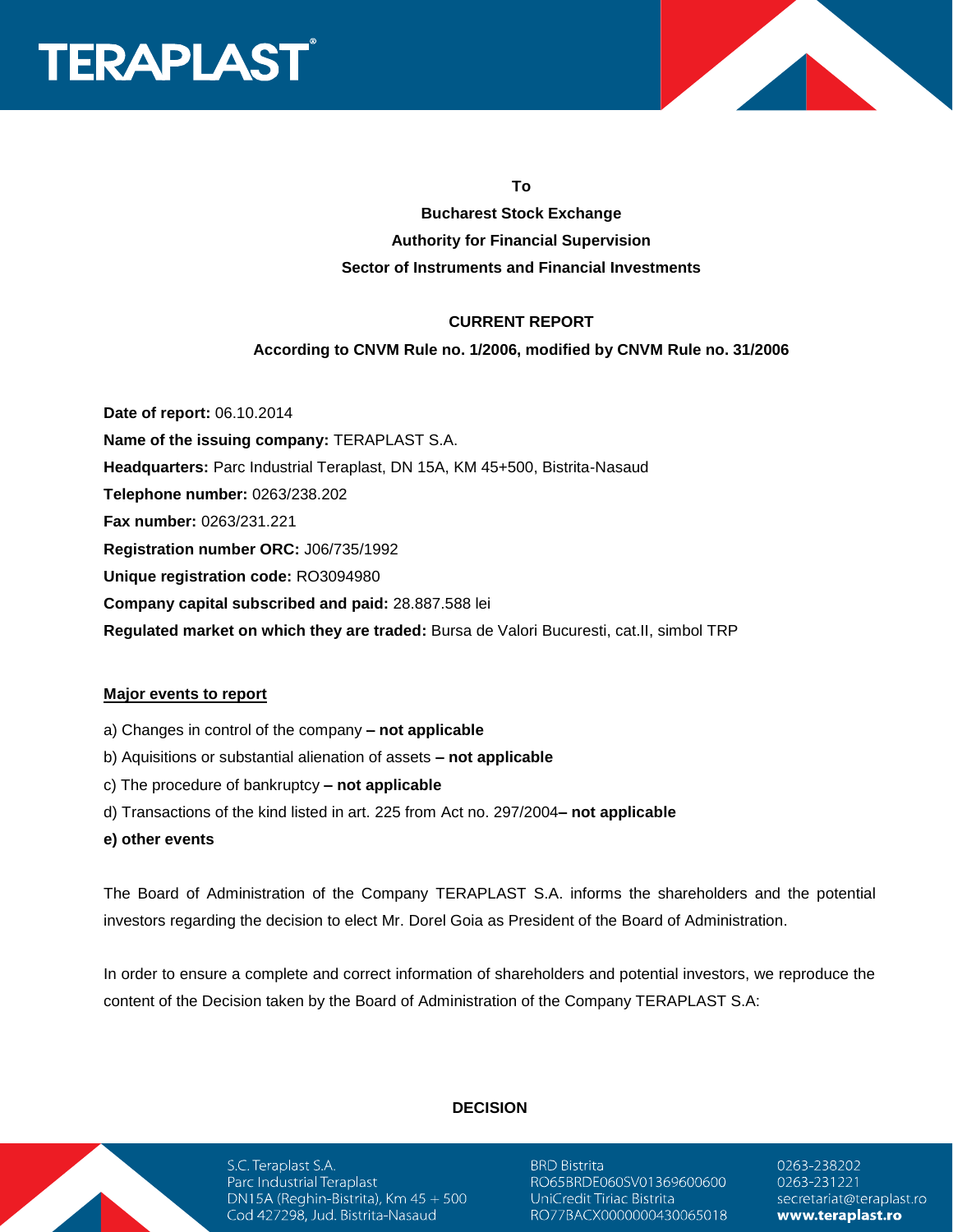**To**

**Bucharest Stock Exchange**

**Authority for Financial Supervision**

**Sector of Instruments and Financial Investments**

**CURRENT REPORT**

**According to CNVM Rule no. 1/2006, modified by CNVM Rule no. 31/2006**

**Date of report:** 06.10.2014

**Name of the issuing company:** TERAPLAST S.A.

**Headquarters:** Parc Industrial Teraplast, DN 15A, KM 45+500, Bistrita-Nasaud

**Telephone number:** 0263/238.202

**Fax number:** 0263/231.221

**Registration number ORC:** J06/735/1992

**Unique registration code:** RO3094980

**Company capital subscribed and paid:** 28.887.588 lei

**Regulated market on which they are traded:** Bursa de Valori Bucuresti, cat.II, simbol TRP

<u>**Major events to report**</u>

a) Changes in control of the company **– not applicable**

b) Aquisitions or substantial alienation of assets **– not applicable**

c) The procedure of bankruptcy **– not applicable**

d) Transactions of the kind listed in art. 225 from Act no. 297/2004**– not applicable**

**e) other events**

The Board of Administration of the Company TERAPLAST S.A. informs the shareholders and the potential investors regarding the decision to elect Mr. Dorel Goia as President of the Board of Administration.

In order to ensure a complete and correct information of shareholders and potential investors, we reproduce the content of the Decision taken by the Board of Administration of the Company TERAPLAST S.A:

**DECISION**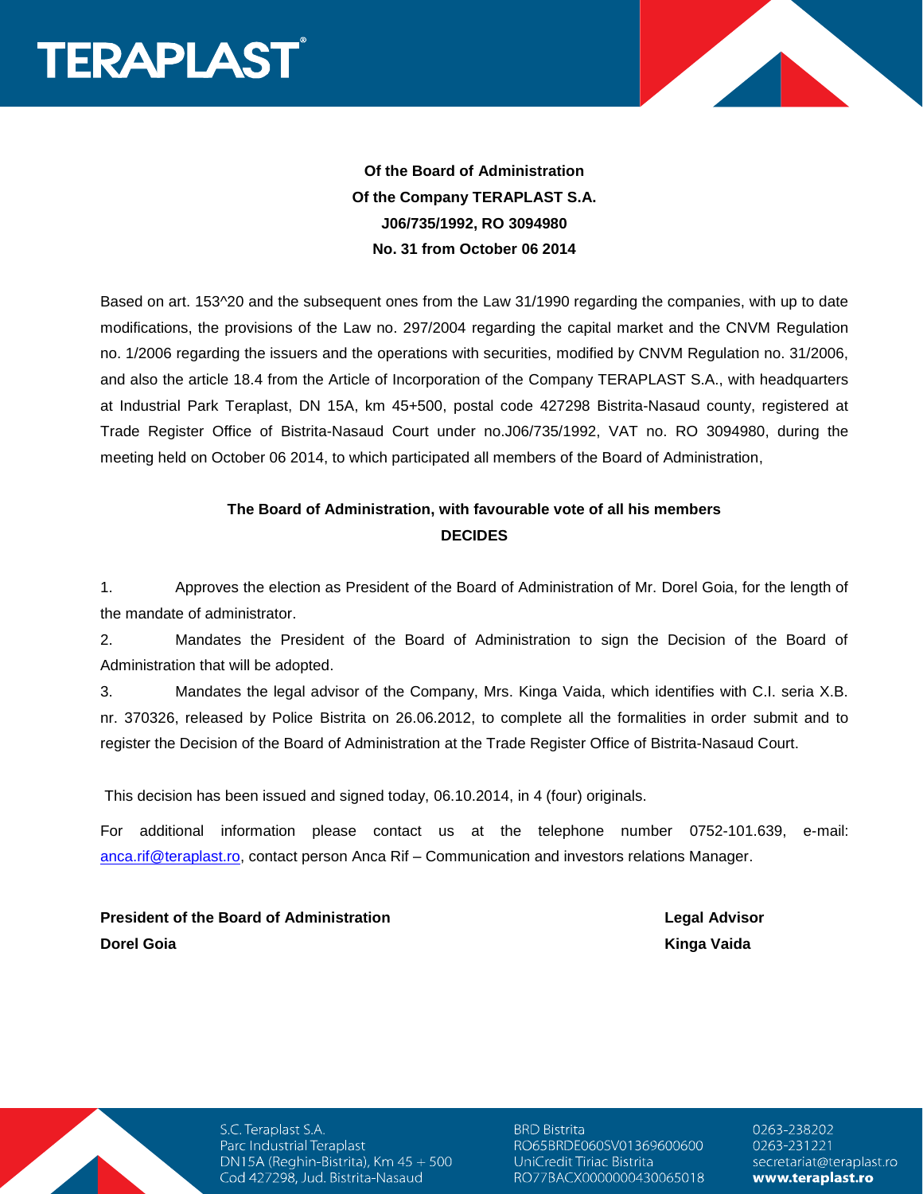**Of the Board of Administration**
**Of the Company TERAPLAST S.A.**
**J06/735/1992, RO 3094980**
**No. 31 from October 06 2014**

Based on art. 153^20 and the subsequent ones from the Law 31/1990 regarding the companies, with up to date modifications, the provisions of the Law no. 297/2004 regarding the capital market and the CNVM Regulation no. 1/2006 regarding the issuers and the operations with securities, modified by CNVM Regulation no. 31/2006, and also the article 18.4 from the Article of Incorporation of the Company TERAPLAST S.A., with headquarters at Industrial Park Teraplast, DN 15A, km 45+500, postal code 427298 Bistrita-Nasaud county, registered at Trade Register Office of Bistrita-Nasaud Court under no.J06/735/1992, VAT no. RO 3094980, during the meeting held on October 06 2014, to which participated all members of the Board of Administration,

**The Board of Administration, with favourable vote of all his members**
**DECIDES**

1. Approves the election as President of the Board of Administration of Mr. Dorel Goia, for the length of the mandate of administrator.
2. Mandates the President of the Board of Administration to sign the Decision of the Board of Administration that will be adopted.
3. Mandates the legal advisor of the Company, Mrs. Kinga Vaida, which identifies with C.I. seria X.B. nr. 370326, released by Police Bistrita on 26.06.2012, to complete all the formalities in order submit and to register the Decision of the Board of Administration at the Trade Register Office of Bistrita-Nasaud Court.

This decision has been issued and signed today, 06.10.2014, in 4 (four) originals.

For additional information please contact us at the telephone number 0752-101.639, e-mail: anca.rif@teraplast.ro, contact person Anca Rif – Communication and investors relations Manager.

**President of the Board of Administration**
**Dorel Goia**

**Legal Advisor**
**Kinga Vaida**